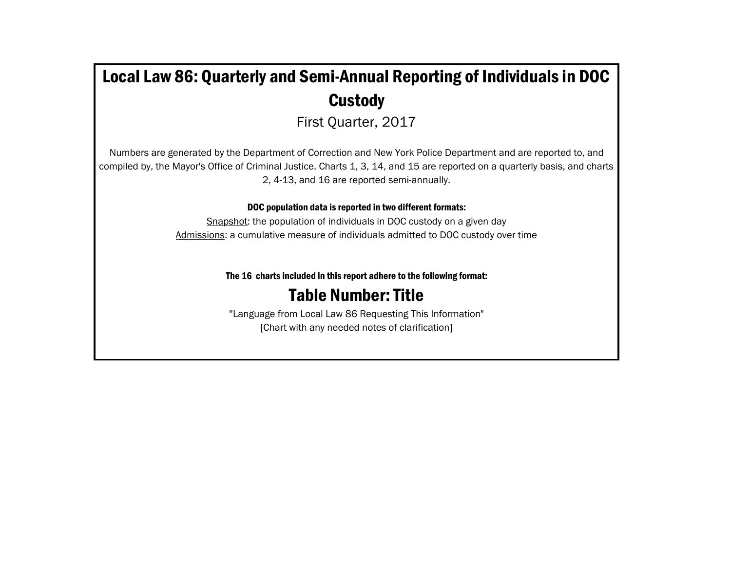# Local Law 86: Quarterly and Semi-Annual Reporting of Individuals in DOC Custody

First Quarter, 2017

Numbers are generated by the Department of Correction and New York Police Department and are reported to, and compiled by, the Mayor's Office of Criminal Justice. Charts 1, 3, 14, and 15 are reported on a quarterly basis, and charts 2, 4-13, and 16 are reported semi-annually.

**DOC population data is reported in two different formats:**

Snapshot: the population of individuals in DOC custody on a given day

Admissions: a cumulative measure of individuals admitted to DOC custody over time

**The 16 charts included in this report adhere to the following format:**

## Table Number: Title

"Language from Local Law 86 Requesting This Information"

[Chart with any needed notes of clarification]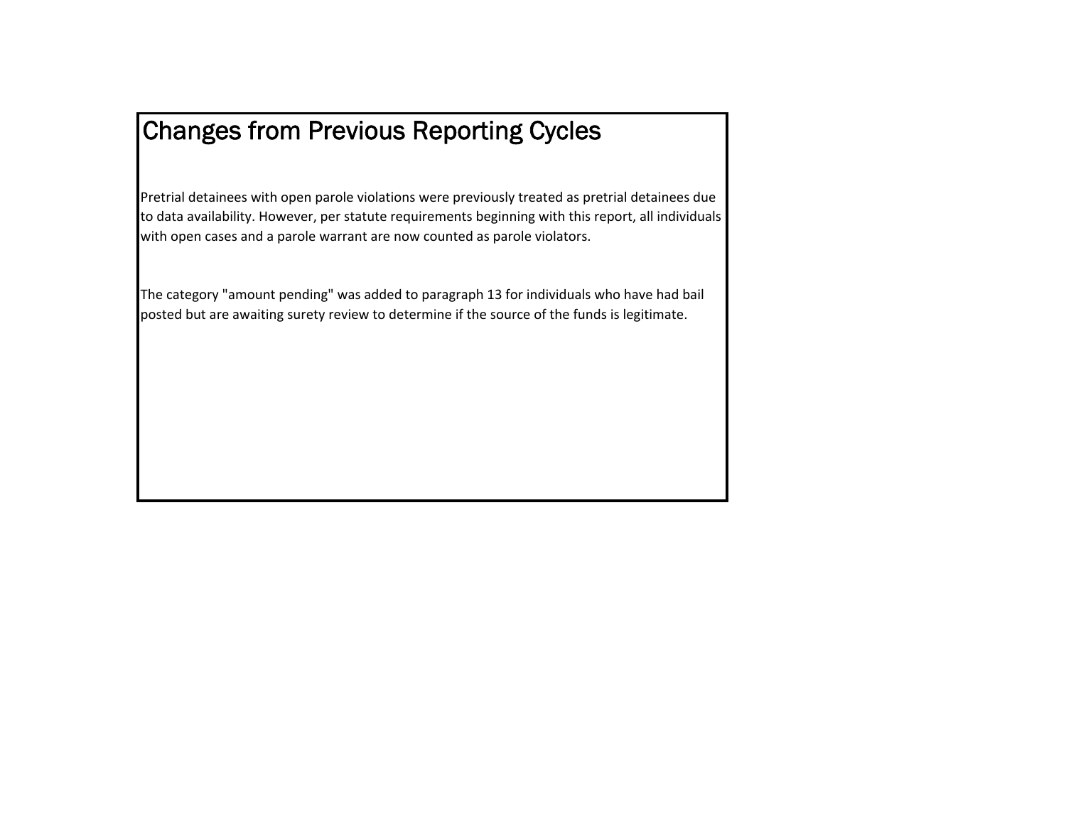# Changes from Previous Reporting Cycles

Pretrial detainees with open parole violations were previously treated as pretrial detainees due to data availability. However, per statute requirements beginning with this report, all individuals with open cases and a parole warrant are now counted as parole violators.

The category "amount pending" was added to paragraph 13 for individuals who have had bail posted but are awaiting surety review to determine if the source of the funds is legitimate.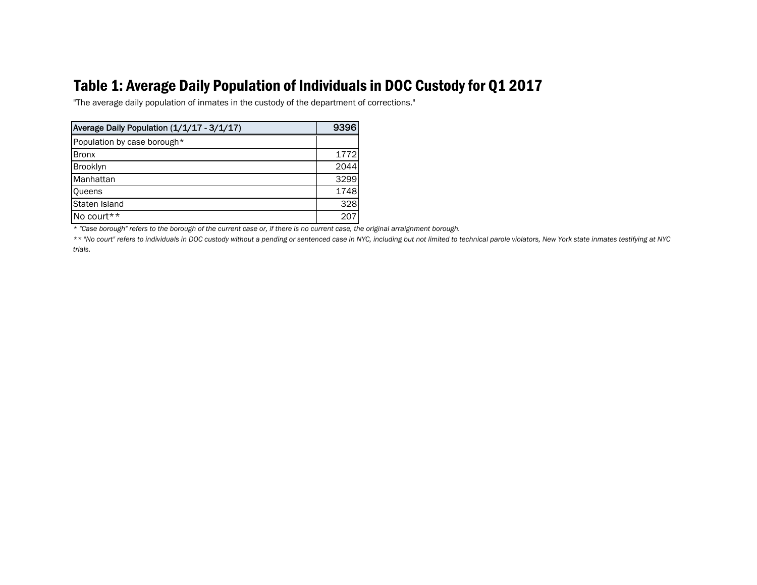# Table 1: Average Daily Population of Individuals in DOC Custody for Q1 2017

"The average daily population of inmates in the custody of the department of corrections."

| Average Daily Population (1/1/17 - 3/1/17) | 9396 |
|---|---|
| Population by case borough* | |
| Bronx | 1772 |
| Brooklyn | 2044 |
| Manhattan | 3299 |
| Queens | 1748 |
| Staten Island | 328 |
| No court** | 207 |

*\* "Case borough" refers to the borough of the current case or, if there is no current case, the original arraignment borough.*

*\*\* "No court" refers to individuals in DOC custody without a pending or sentenced case in NYC, including but not limited to technical parole violators, New York state inmates testifying at NYC trials.*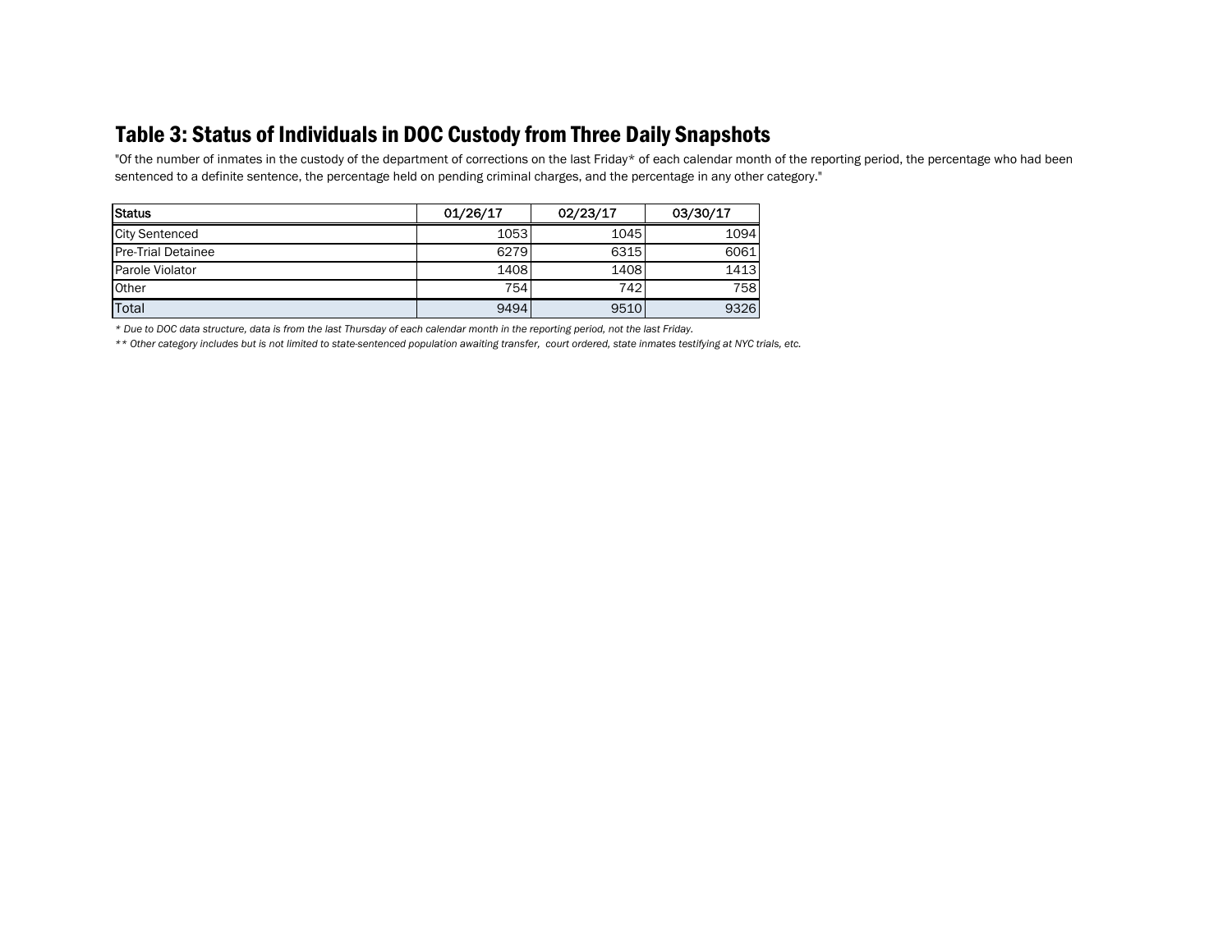## Table 3: Status of Individuals in DOC Custody from Three Daily Snapshots

"Of the number of inmates in the custody of the department of corrections on the last Friday* of each calendar month of the reporting period, the percentage who had been sentenced to a definite sentence, the percentage held on pending criminal charges, and the percentage in any other category."

| Status | 01/26/17 | 02/23/17 | 03/30/17 |
|---|---|---|---|
| City Sentenced | 1053 | 1045 | 1094 |
| Pre-Trial Detainee | 6279 | 6315 | 6061 |
| Parole Violator | 1408 | 1408 | 1413 |
| Other | 754 | 742 | 758 |
| Total | 9494 | 9510 | 9326 |

*\* Due to DOC data structure, data is from the last Thursday of each calendar month in the reporting period, not the last Friday.*

*\*\* Other category includes but is not limited to state-sentenced population awaiting transfer, court ordered, state inmates testifying at NYC trials, etc.*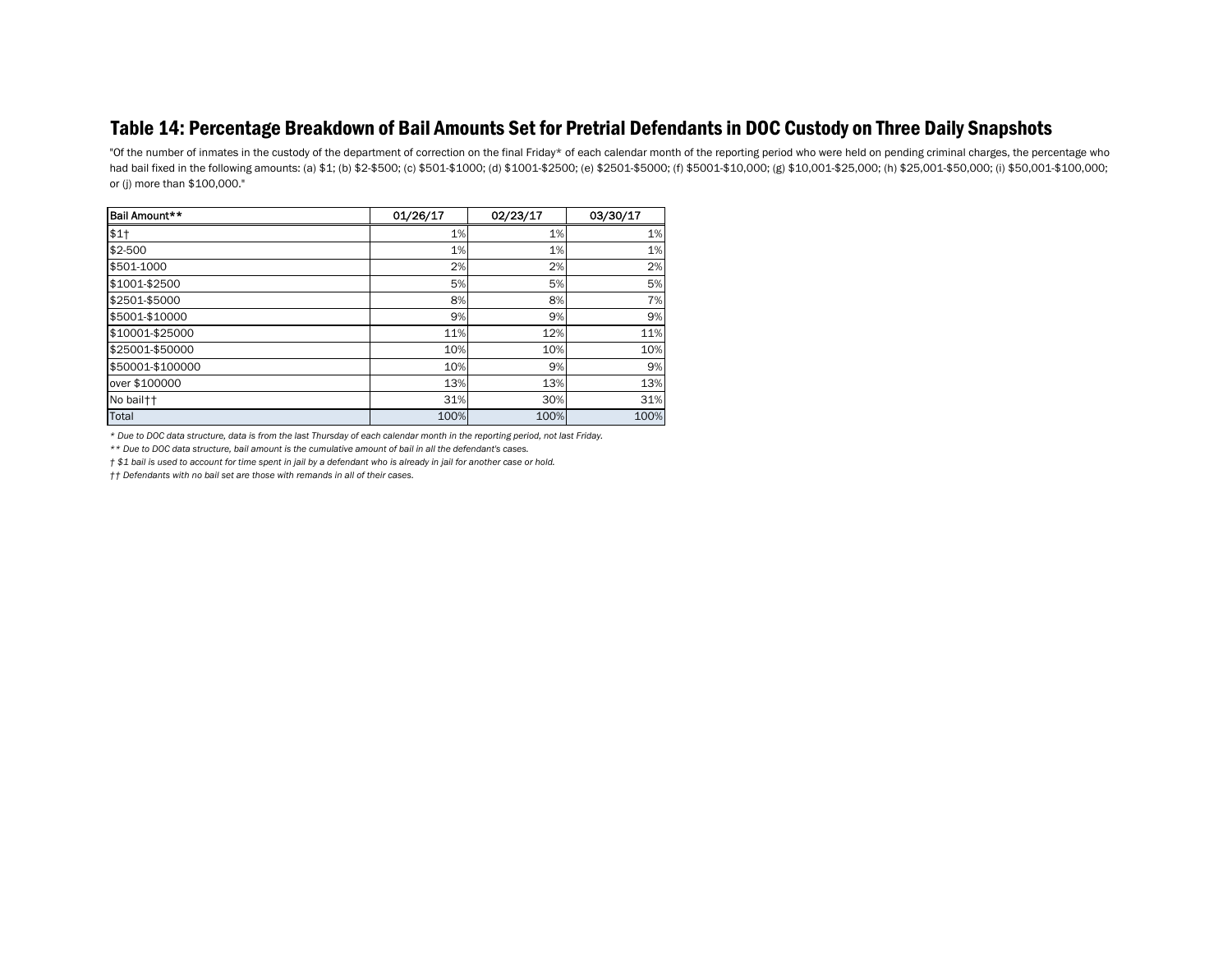## Table 14: Percentage Breakdown of Bail Amounts Set for Pretrial Defendants in DOC Custody on Three Daily Snapshots

"Of the number of inmates in the custody of the department of correction on the final Friday* of each calendar month of the reporting period who were held on pending criminal charges, the percentage who had bail fixed in the following amounts: (a) $1; (b) $2-$500; (c) $501-$1000; (d) $1001-$2500; (e) $2501-$5000; (f) $5001-$10,000; (g) $10,001-$25,000; (h) $25,001-$50,000; (i) $50,001-$100,000; or (j) more than $100,000."

| Bail Amount** | 01/26/17 | 02/23/17 | 03/30/17 |
|---|---|---|---|
| $1† | 1% | 1% | 1% |
| $2-500 | 1% | 1% | 1% |
| $501-1000 | 2% | 2% | 2% |
| $1001-$2500 | 5% | 5% | 5% |
| $2501-$5000 | 8% | 8% | 7% |
| $5001-$10000 | 9% | 9% | 9% |
| $10001-$25000 | 11% | 12% | 11% |
| $25001-$50000 | 10% | 10% | 10% |
| $50001-$100000 | 10% | 9% | 9% |
| over $100000 | 13% | 13% | 13% |
| No bail†† | 31% | 30% | 31% |
| Total | 100% | 100% | 100% |

*\* Due to DOC data structure, data is from the last Thursday of each calendar month in the reporting period, not last Friday.*

*\*\* Due to DOC data structure, bail amount is the cumulative amount of bail in all the defendant's cases.*

*† $1 bail is used to account for time spent in jail by a defendant who is already in jail for another case or hold.*

*†† Defendants with no bail set are those with remands in all of their cases.*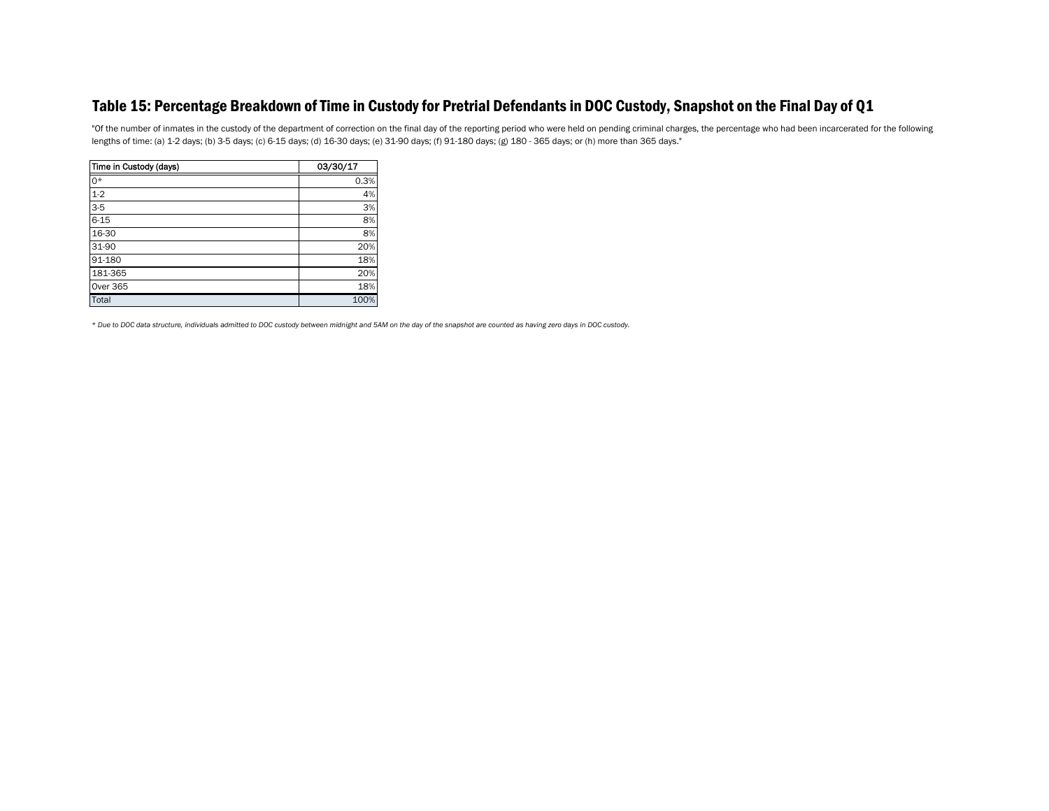## Table 15: Percentage Breakdown of Time in Custody for Pretrial Defendants in DOC Custody, Snapshot on the Final Day of Q1

"Of the number of inmates in the custody of the department of correction on the final day of the reporting period who were held on pending criminal charges, the percentage who had been incarcerated for the following lengths of time: (a) 1-2 days; (b) 3-5 days; (c) 6-15 days; (d) 16-30 days; (e) 31-90 days; (f) 91-180 days; (g) 180 - 365 days; or (h) more than 365 days."

| Time in Custody (days) | 03/30/17 |
|---|---|
| 0* | 0.3% |
| 1-2 | 4% |
| 3-5 | 3% |
| 6-15 | 8% |
| 16-30 | 8% |
| 31-90 | 20% |
| 91-180 | 18% |
| 181-365 | 20% |
| Over 365 | 18% |
| Total | 100% |

*\* Due to DOC data structure, individuals admitted to DOC custody between midnight and 5AM on the day of the snapshot are counted as having zero days in DOC custody.*